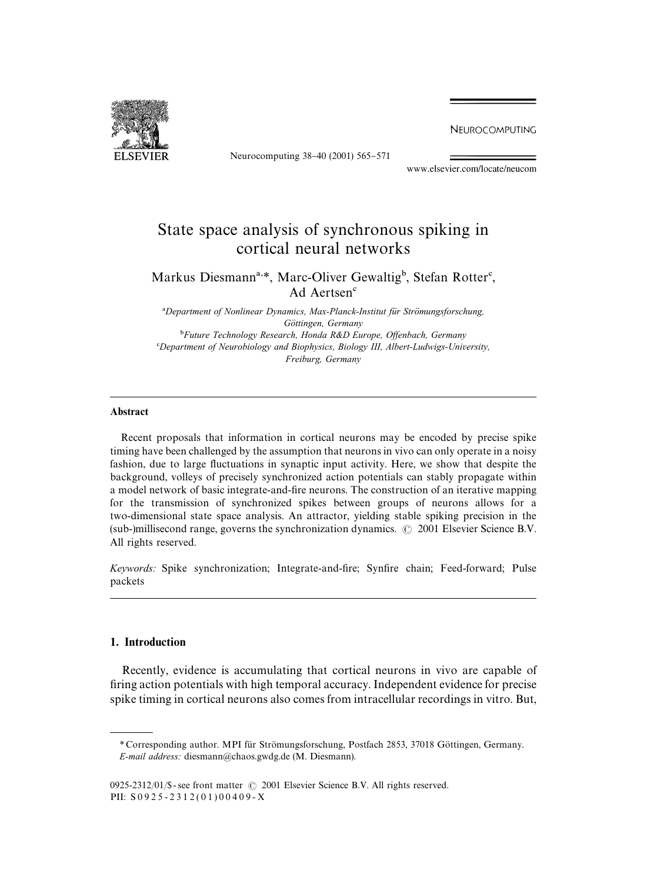# State space analysis of synchronous spiking in cortical neural networks

Markus Diesmann[a,*], Marc-Oliver Gewaltig[b], Stefan Rotter[c], Ad Aertsen[c]

[a] *Department of Nonlinear Dynamics, Max-Planck-Institut für Strömungsforschung, Göttingen, Germany*

[b] *Future Technology Research, Honda R&D Europe, Offenbach, Germany*

[c] *Department of Neurobiology and Biophysics, Biology III, Albert-Ludwigs-University, Freiburg, Germany*

---

### Abstract

Recent proposals that information in cortical neurons may be encoded by precise spike timing have been challenged by the assumption that neurons in vivo can only operate in a noisy fashion, due to large fluctuations in synaptic input activity. Here, we show that despite the background, volleys of precisely synchronized action potentials can stably propagate within a model network of basic integrate-and-fire neurons. The construction of an iterative mapping for the transmission of synchronized spikes between groups of neurons allows for a two-dimensional state space analysis. An attractor, yielding stable spiking precision in the (sub-)millisecond range, governs the synchronization dynamics. © 2001 Elsevier Science B.V. All rights reserved.

*Keywords:* Spike synchronization; Integrate-and-fire; Synfire chain; Feed-forward; Pulse packets

---

## 1. Introduction

Recently, evidence is accumulating that cortical neurons in vivo are capable of firing action potentials with high temporal accuracy. Independent evidence for precise spike timing in cortical neurons also comes from intracellular recordings in vitro. But,

---

\* Corresponding author. MPI für Strömungsforschung, Postfach 2853, 37018 Göttingen, Germany.
*E-mail address:* diesmann@chaos.gwdg.de (M. Diesmann).

0925-2312/01/$ - see front matter © 2001 Elsevier Science B.V. All rights reserved.
PII: S0925-2312(01)00409-X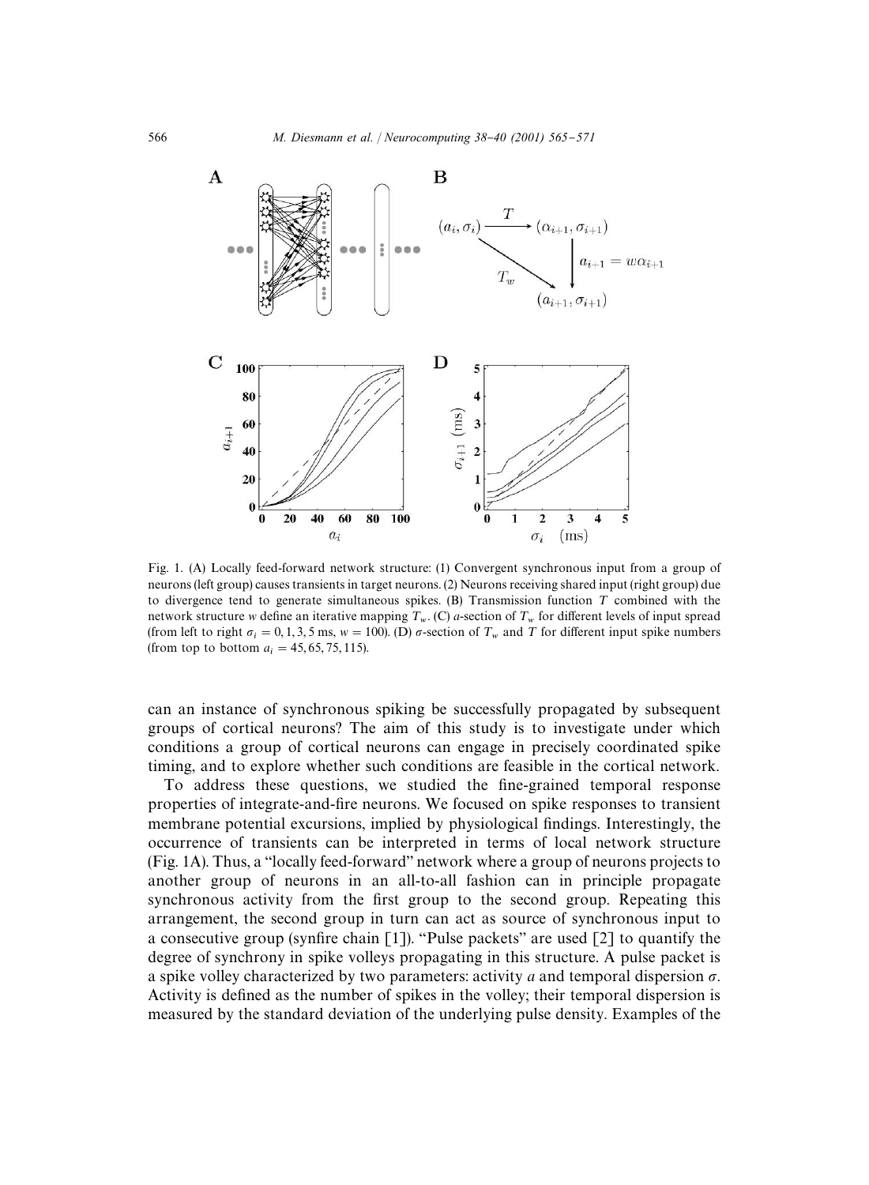Fig. 1. (A) Locally feed-forward network structure: (1) Convergent synchronous input from a group of neurons (left group) causes transients in target neurons. (2) Neurons receiving shared input (right group) due to divergence tend to generate simultaneous spikes. (B) Transmission function $T$ combined with the network structure $w$ define an iterative mapping $T_w$. (C) $a$-section of $T_w$ for different levels of input spread (from left to right $\sigma_i = 0, 1, 3, 5$ ms, $w = 100$). (D) $\sigma$-section of $T_w$ and $T$ for different input spike numbers (from top to bottom $a_i = 45, 65, 75, 115$).

can an instance of synchronous spiking be successfully propagated by subsequent groups of cortical neurons? The aim of this study is to investigate under which conditions a group of cortical neurons can engage in precisely coordinated spike timing, and to explore whether such conditions are feasible in the cortical network.

To address these questions, we studied the fine-grained temporal response properties of integrate-and-fire neurons. We focused on spike responses to transient membrane potential excursions, implied by physiological findings. Interestingly, the occurrence of transients can be interpreted in terms of local network structure (Fig. 1A). Thus, a "locally feed-forward" network where a group of neurons projects to another group of neurons in an all-to-all fashion can in principle propagate synchronous activity from the first group to the second group. Repeating this arrangement, the second group in turn can act as source of synchronous input to a consecutive group (synfire chain [1]). "Pulse packets" are used [2] to quantify the degree of synchrony in spike volleys propagating in this structure. A pulse packet is a spike volley characterized by two parameters: activity $a$ and temporal dispersion $\sigma$. Activity is defined as the number of spikes in the volley; their temporal dispersion is measured by the standard deviation of the underlying pulse density. Examples of the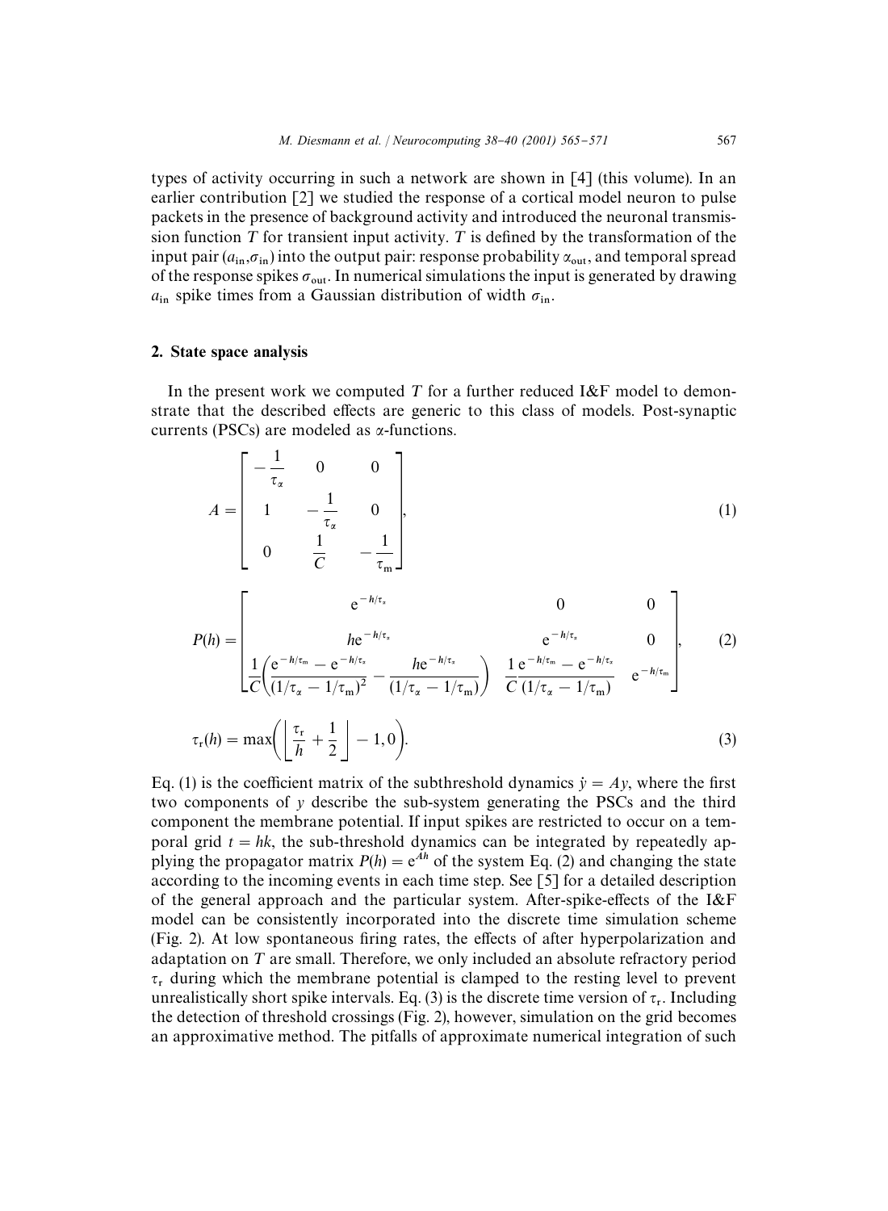types of activity occurring in such a network are shown in [4] (this volume). In an earlier contribution [2] we studied the response of a cortical model neuron to pulse packets in the presence of background activity and introduced the neuronal transmission function $T$ for transient input activity. $T$ is defined by the transformation of the input pair $(a_{\text{in}}, \sigma_{\text{in}})$ into the output pair: response probability $\alpha_{\text{out}}$, and temporal spread of the response spikes $\sigma_{\text{out}}$. In numerical simulations the input is generated by drawing $a_{\text{in}}$ spike times from a Gaussian distribution of width $\sigma_{\text{in}}$.

## 2. State space analysis

In the present work we computed $T$ for a further reduced I&F model to demonstrate that the described effects are generic to this class of models. Post-synaptic currents (PSCs) are modeled as $\alpha$-functions.

$$A = \begin{bmatrix} -\frac{1}{\tau_\alpha} & 0 & 0 \\ 1 & -\frac{1}{\tau_\alpha} & 0 \\ 0 & \frac{1}{C} & -\frac{1}{\tau_{\text{m}}} \end{bmatrix}, \tag{1}$$

$$P(h) = \begin{bmatrix} e^{-h/\tau_\alpha} & 0 & 0 \\ h e^{-h/\tau_\alpha} & e^{-h/\tau_\alpha} & 0 \\ \frac{1}{C}\left(\frac{e^{-h/\tau_{\text{m}}} - e^{-h/\tau_\alpha}}{(1/\tau_\alpha - 1/\tau_{\text{m}})^2} - \frac{h e^{-h/\tau_\alpha}}{(1/\tau_\alpha - 1/\tau_{\text{m}})}\right) & \frac{1}{C}\frac{e^{-h/\tau_{\text{m}}} - e^{-h/\tau_\alpha}}{(1/\tau_\alpha - 1/\tau_{\text{m}})} & e^{-h/\tau_{\text{m}}} \end{bmatrix}, \tag{2}$$

$$\tau_{\text{r}}(h) = \max\left( \left\lfloor \frac{\tau_{\text{r}}}{h} + \frac{1}{2} \right\rfloor - 1, 0 \right). \tag{3}$$

Eq. (1) is the coefficient matrix of the subthreshold dynamics $\dot{y} = Ay$, where the first two components of $y$ describe the sub-system generating the PSCs and the third component the membrane potential. If input spikes are restricted to occur on a temporal grid $t = hk$, the sub-threshold dynamics can be integrated by repeatedly applying the propagator matrix $P(h) = e^{Ah}$ of the system Eq. (2) and changing the state according to the incoming events in each time step. See [5] for a detailed description of the general approach and the particular system. After-spike-effects of the I&F model can be consistently incorporated into the discrete time simulation scheme (Fig. 2). At low spontaneous firing rates, the effects of after hyperpolarization and adaptation on $T$ are small. Therefore, we only included an absolute refractory period $\tau_{\text{r}}$ during which the membrane potential is clamped to the resting level to prevent unrealistically short spike intervals. Eq. (3) is the discrete time version of $\tau_{\text{r}}$. Including the detection of threshold crossings (Fig. 2), however, simulation on the grid becomes an approximative method. The pitfalls of approximate numerical integration of such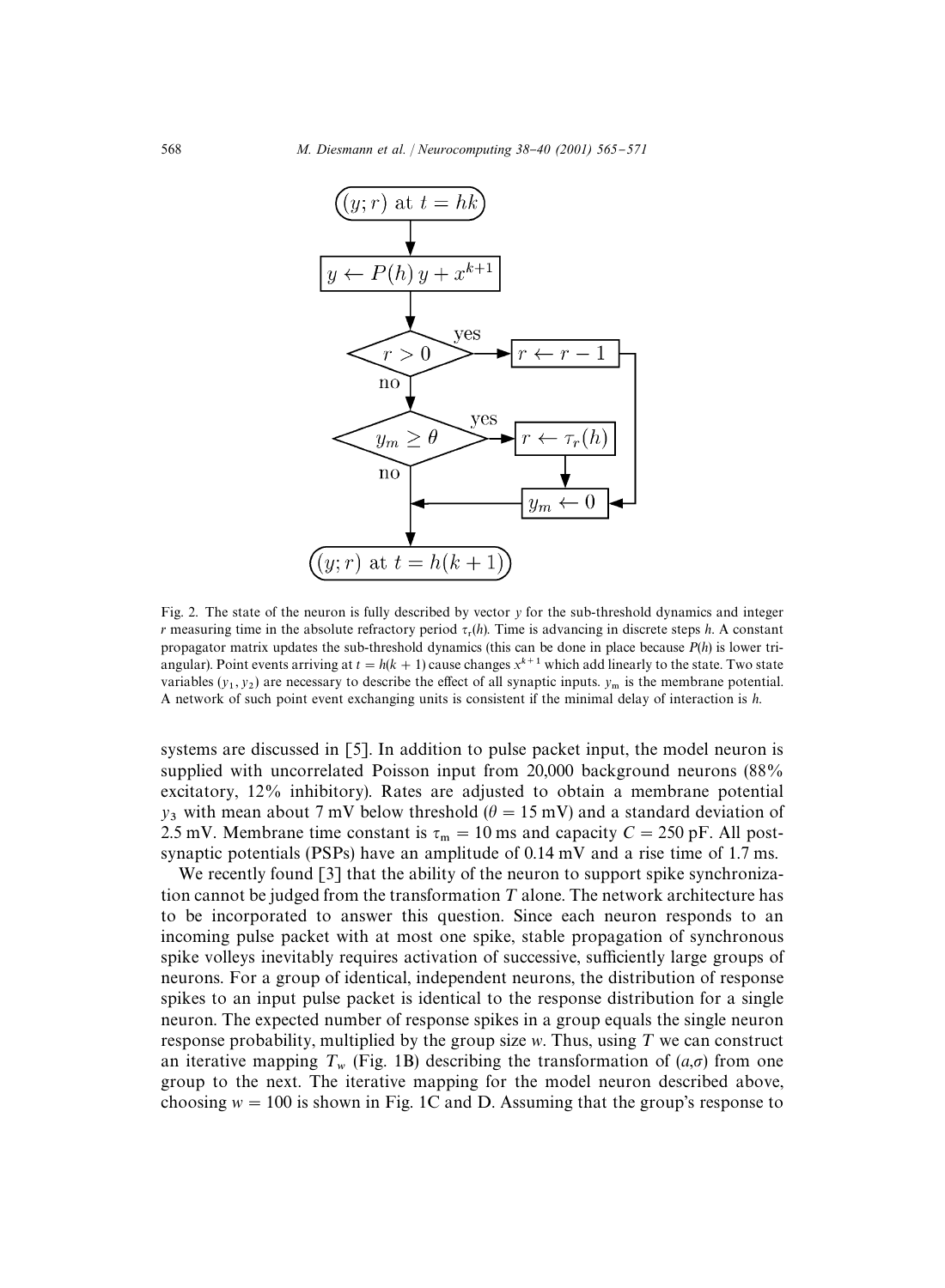Fig. 2. The state of the neuron is fully described by vector $y$ for the sub-threshold dynamics and integer $r$ measuring time in the absolute refractory period $\tau_r(h)$. Time is advancing in discrete steps $h$. A constant propagator matrix updates the sub-threshold dynamics (this can be done in place because $P(h)$ is lower triangular). Point events arriving at $t = h(k+1)$ cause changes $x^{k+1}$ which add linearly to the state. Two state variables $(y_1, y_2)$ are necessary to describe the effect of all synaptic inputs. $y_m$ is the membrane potential. A network of such point event exchanging units is consistent if the minimal delay of interaction is $h$.

systems are discussed in [5]. In addition to pulse packet input, the model neuron is supplied with uncorrelated Poisson input from 20,000 background neurons (88% excitatory, 12% inhibitory). Rates are adjusted to obtain a membrane potential $y_3$ with mean about 7 mV below threshold ($\theta = 15$ mV) and a standard deviation of 2.5 mV. Membrane time constant is $\tau_m = 10$ ms and capacity $C = 250$ pF. All postsynaptic potentials (PSPs) have an amplitude of 0.14 mV and a rise time of 1.7 ms.

We recently found [3] that the ability of the neuron to support spike synchronization cannot be judged from the transformation $T$ alone. The network architecture has to be incorporated to answer this question. Since each neuron responds to an incoming pulse packet with at most one spike, stable propagation of synchronous spike volleys inevitably requires activation of successive, sufficiently large groups of neurons. For a group of identical, independent neurons, the distribution of response spikes to an input pulse packet is identical to the response distribution for a single neuron. The expected number of response spikes in a group equals the single neuron response probability, multiplied by the group size $w$. Thus, using $T$ we can construct an iterative mapping $T_w$ (Fig. 1B) describing the transformation of $(a,\sigma)$ from one group to the next. The iterative mapping for the model neuron described above, choosing $w = 100$ is shown in Fig. 1C and D. Assuming that the group's response to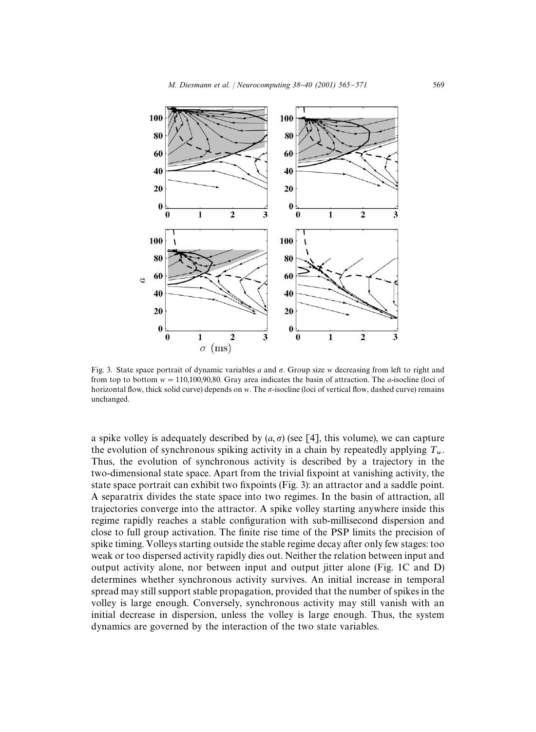Fig. 3. State space portrait of dynamic variables $a$ and $\sigma$. Group size $w$ decreasing from left to right and from top to bottom $w = 110,100,90,80$. Gray area indicates the basin of attraction. The $a$-isocline (loci of horizontal flow, thick solid curve) depends on $w$. The $\sigma$-isocline (loci of vertical flow, dashed curve) remains unchanged.

a spike volley is adequately described by $(a, \sigma)$ (see [4], this volume), we can capture the evolution of synchronous spiking activity in a chain by repeatedly applying $T_w$. Thus, the evolution of synchronous activity is described by a trajectory in the two-dimensional state space. Apart from the trivial fixpoint at vanishing activity, the state space portrait can exhibit two fixpoints (Fig. 3): an attractor and a saddle point. A separatrix divides the state space into two regimes. In the basin of attraction, all trajectories converge into the attractor. A spike volley starting anywhere inside this regime rapidly reaches a stable configuration with sub-millisecond dispersion and close to full group activation. The finite rise time of the PSP limits the precision of spike timing. Volleys starting outside the stable regime decay after only few stages: too weak or too dispersed activity rapidly dies out. Neither the relation between input and output activity alone, nor between input and output jitter alone (Fig. 1C and D) determines whether synchronous activity survives. An initial increase in temporal spread may still support stable propagation, provided that the number of spikes in the volley is large enough. Conversely, synchronous activity may still vanish with an initial decrease in dispersion, unless the volley is large enough. Thus, the system dynamics are governed by the interaction of the two state variables.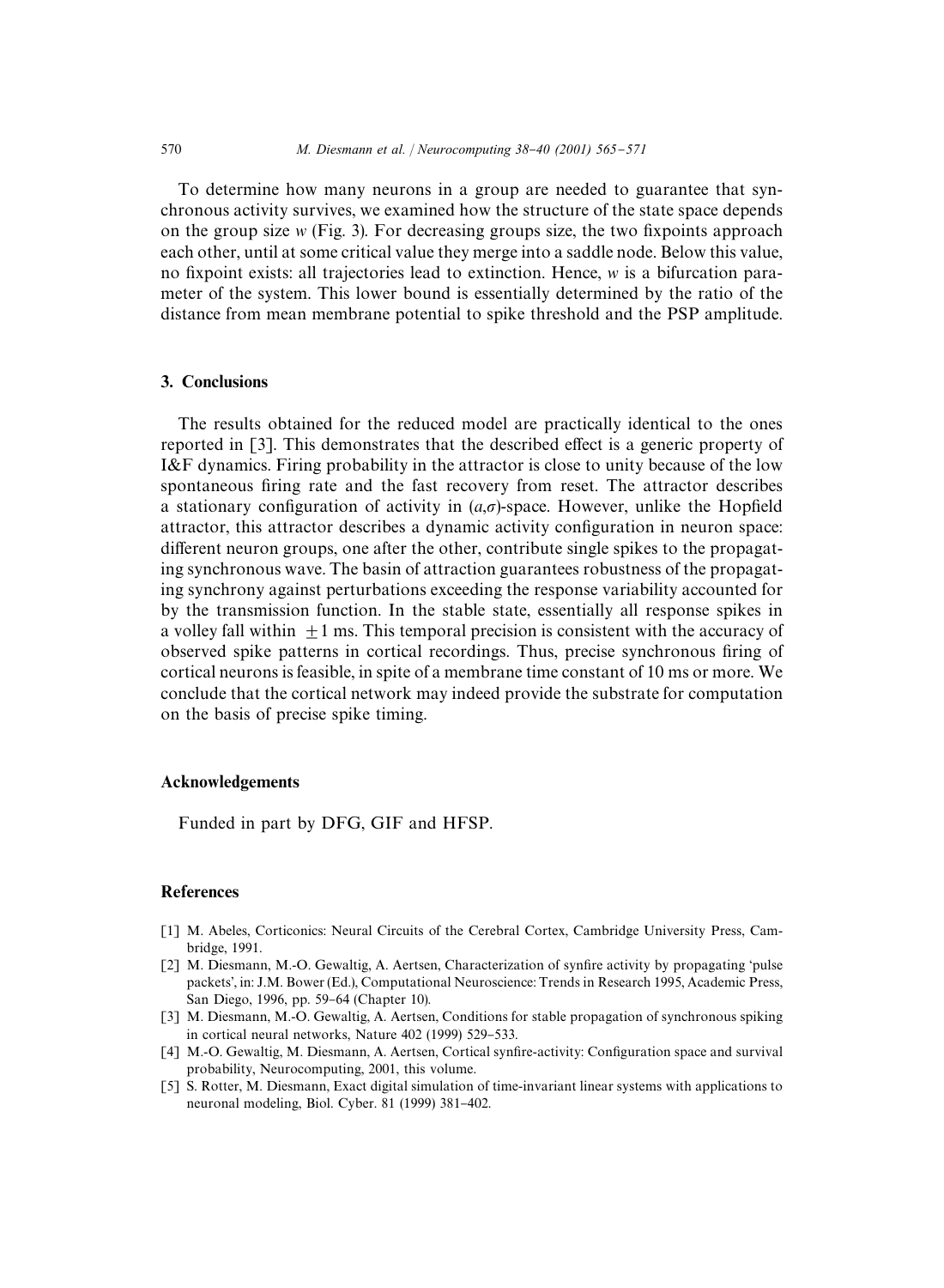To determine how many neurons in a group are needed to guarantee that synchronous activity survives, we examined how the structure of the state space depends on the group size $w$ (Fig. 3). For decreasing groups size, the two fixpoints approach each other, until at some critical value they merge into a saddle node. Below this value, no fixpoint exists: all trajectories lead to extinction. Hence, $w$ is a bifurcation parameter of the system. This lower bound is essentially determined by the ratio of the distance from mean membrane potential to spike threshold and the PSP amplitude.

## 3. Conclusions

The results obtained for the reduced model are practically identical to the ones reported in [3]. This demonstrates that the described effect is a generic property of I&F dynamics. Firing probability in the attractor is close to unity because of the low spontaneous firing rate and the fast recovery from reset. The attractor describes a stationary configuration of activity in $(a,\sigma)$-space. However, unlike the Hopfield attractor, this attractor describes a dynamic activity configuration in neuron space: different neuron groups, one after the other, contribute single spikes to the propagating synchronous wave. The basin of attraction guarantees robustness of the propagating synchrony against perturbations exceeding the response variability accounted for by the transmission function. In the stable state, essentially all response spikes in a volley fall within $\pm 1$ ms. This temporal precision is consistent with the accuracy of observed spike patterns in cortical recordings. Thus, precise synchronous firing of cortical neurons is feasible, in spite of a membrane time constant of 10 ms or more. We conclude that the cortical network may indeed provide the substrate for computation on the basis of precise spike timing.

## Acknowledgements

Funded in part by DFG, GIF and HFSP.

## References

[1] M. Abeles, Corticonics: Neural Circuits of the Cerebral Cortex, Cambridge University Press, Cambridge, 1991.

[2] M. Diesmann, M.-O. Gewaltig, A. Aertsen, Characterization of synfire activity by propagating 'pulse packets', in: J.M. Bower (Ed.), Computational Neuroscience: Trends in Research 1995, Academic Press, San Diego, 1996, pp. 59–64 (Chapter 10).

[3] M. Diesmann, M.-O. Gewaltig, A. Aertsen, Conditions for stable propagation of synchronous spiking in cortical neural networks, Nature 402 (1999) 529–533.

[4] M.-O. Gewaltig, M. Diesmann, A. Aertsen, Cortical synfire-activity: Configuration space and survival probability, Neurocomputing, 2001, this volume.

[5] S. Rotter, M. Diesmann, Exact digital simulation of time-invariant linear systems with applications to neuronal modeling, Biol. Cyber. 81 (1999) 381–402.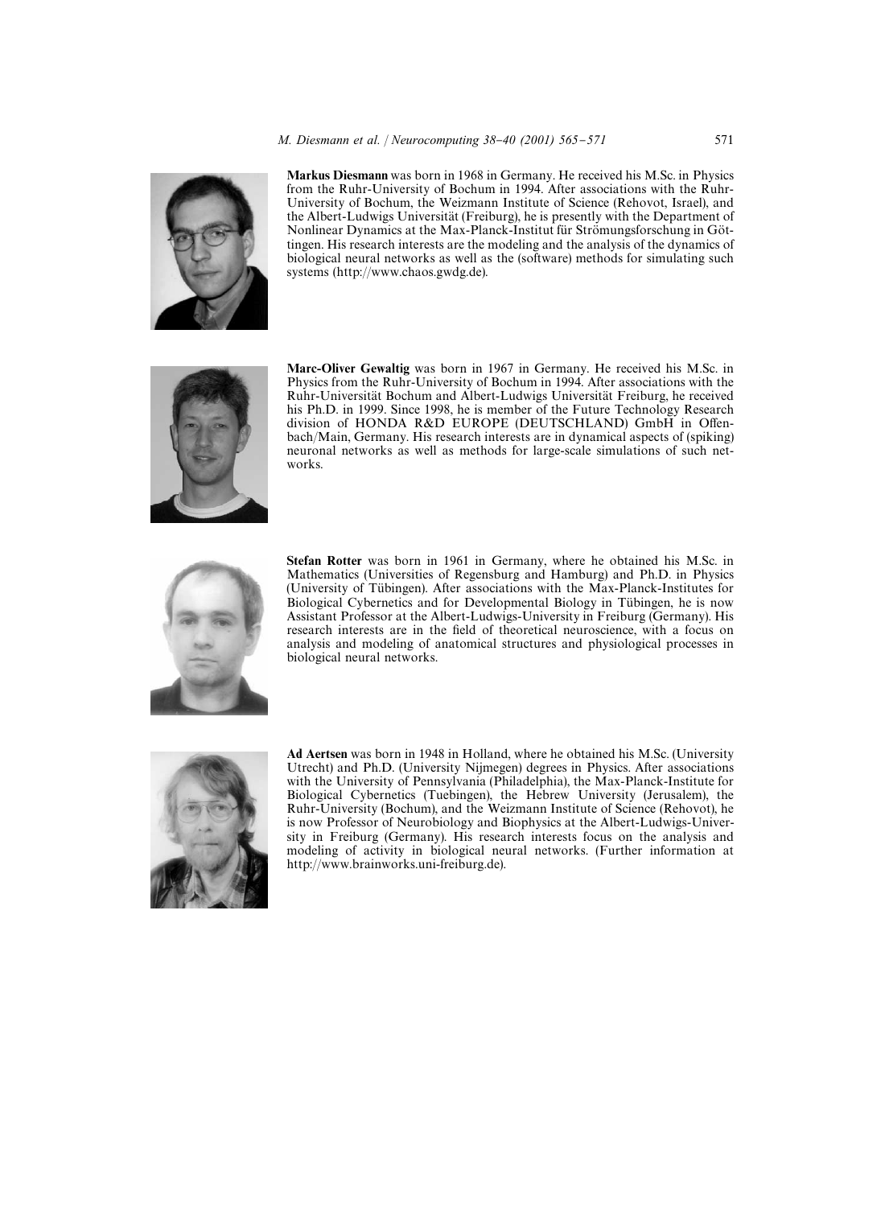**Markus Diesmann** was born in 1968 in Germany. He received his M.Sc. in Physics from the Ruhr-University of Bochum in 1994. After associations with the Ruhr-University of Bochum, the Weizmann Institute of Science (Rehovot, Israel), and the Albert-Ludwigs Universität (Freiburg), he is presently with the Department of Nonlinear Dynamics at the Max-Planck-Institut für Strömungsforschung in Göttingen. His research interests are the modeling and the analysis of the dynamics of biological neural networks as well as the (software) methods for simulating such systems (http://www.chaos.gwdg.de).

**Marc-Oliver Gewaltig** was born in 1967 in Germany. He received his M.Sc. in Physics from the Ruhr-University of Bochum in 1994. After associations with the Ruhr-Universität Bochum and Albert-Ludwigs Universität Freiburg, he received his Ph.D. in 1999. Since 1998, he is member of the Future Technology Research division of HONDA R&D EUROPE (DEUTSCHLAND) GmbH in Offenbach/Main, Germany. His research interests are in dynamical aspects of (spiking) neuronal networks as well as methods for large-scale simulations of such networks.

**Stefan Rotter** was born in 1961 in Germany, where he obtained his M.Sc. in Mathematics (Universities of Regensburg and Hamburg) and Ph.D. in Physics (University of Tübingen). After associations with the Max-Planck-Institutes for Biological Cybernetics and for Developmental Biology in Tübingen, he is now Assistant Professor at the Albert-Ludwigs-University in Freiburg (Germany). His research interests are in the field of theoretical neuroscience, with a focus on analysis and modeling of anatomical structures and physiological processes in biological neural networks.

**Ad Aertsen** was born in 1948 in Holland, where he obtained his M.Sc. (University Utrecht) and Ph.D. (University Nijmegen) degrees in Physics. After associations with the University of Pennsylvania (Philadelphia), the Max-Planck-Institute for Biological Cybernetics (Tuebingen), the Hebrew University (Jerusalem), the Ruhr-University (Bochum), and the Weizmann Institute of Science (Rehovot), he is now Professor of Neurobiology and Biophysics at the Albert-Ludwigs-University in Freiburg (Germany). His research interests focus on the analysis and modeling of activity in biological neural networks. (Further information at http://www.brainworks.uni-freiburg.de).